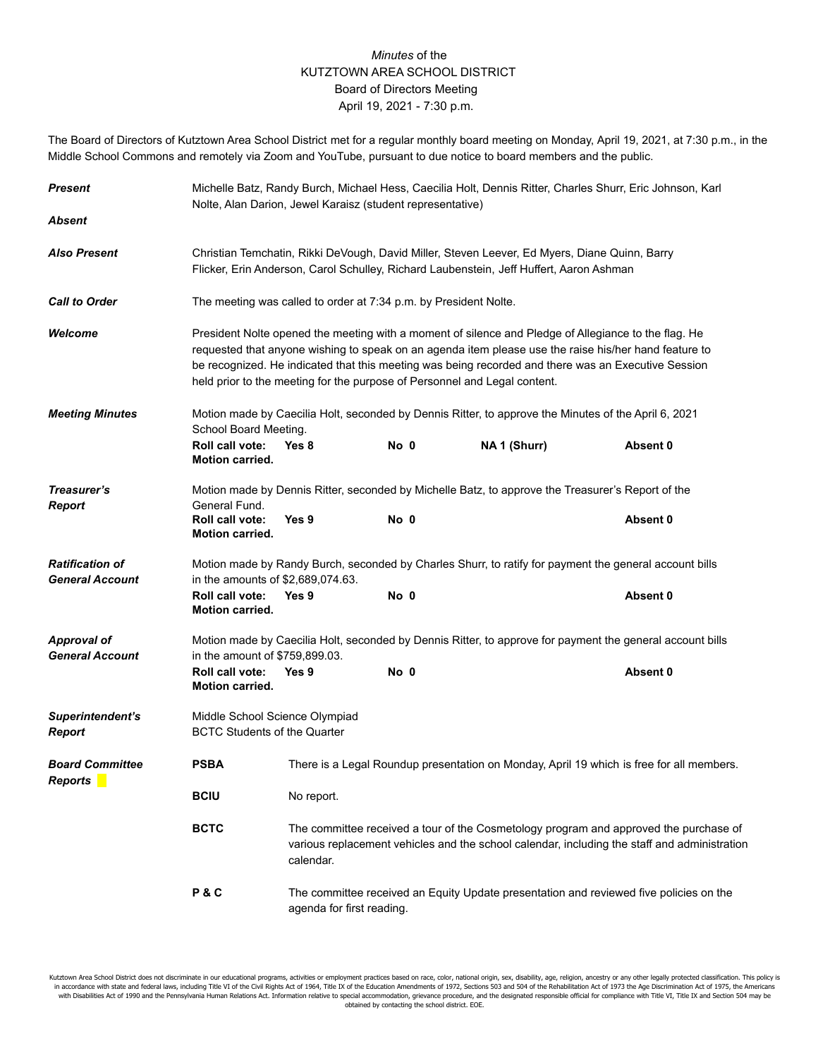*Minutes* of the
KUTZTOWN AREA SCHOOL DISTRICT
Board of Directors Meeting
April 19, 2021 - 7:30 p.m.

The Board of Directors of Kutztown Area School District met for a regular monthly board meeting on Monday, April 19, 2021, at 7:30 p.m., in the Middle School Commons and remotely via Zoom and YouTube, pursuant to due notice to board members and the public.

***Present*** Michelle Batz, Randy Burch, Michael Hess, Caecilia Holt, Dennis Ritter, Charles Shurr, Eric Johnson, Karl Nolte, Alan Darion, Jewel Karaisz (student representative)

***Absent***

***Also Present*** Christian Temchatin, Rikki DeVough, David Miller, Steven Leever, Ed Myers, Diane Quinn, Barry Flicker, Erin Anderson, Carol Schulley, Richard Laubenstein, Jeff Huffert, Aaron Ashman

***Call to Order*** The meeting was called to order at 7:34 p.m. by President Nolte.

***Welcome*** President Nolte opened the meeting with a moment of silence and Pledge of Allegiance to the flag. He requested that anyone wishing to speak on an agenda item please use the raise his/her hand feature to be recognized. He indicated that this meeting was being recorded and there was an Executive Session held prior to the meeting for the purpose of Personnel and Legal content.

***Meeting Minutes*** Motion made by Caecilia Holt, seconded by Dennis Ritter, to approve the Minutes of the April 6, 2021 School Board Meeting.

**Roll call vote:** **Yes 8** **No 0** **NA 1 (Shurr)** **Absent 0**
**Motion carried.**

***Treasurer's Report*** Motion made by Dennis Ritter, seconded by Michelle Batz, to approve the Treasurer's Report of the General Fund.

**Roll call vote:** **Yes 9** **No 0** **Absent 0**
**Motion carried.**

***Ratification of General Account*** Motion made by Randy Burch, seconded by Charles Shurr, to ratify for payment the general account bills in the amounts of $2,689,074.63.

**Roll call vote:** **Yes 9** **No 0** **Absent 0**
**Motion carried.**

***Approval of General Account*** Motion made by Caecilia Holt, seconded by Dennis Ritter, to approve for payment the general account bills in the amount of $759,899.03.

**Roll call vote:** **Yes 9** **No 0** **Absent 0**
**Motion carried.**

***Superintendent's Report***
Middle School Science Olympiad
BCTC Students of the Quarter

***Board Committee Reports***

**PSBA** There is a Legal Roundup presentation on Monday, April 19 which is free for all members.

**BCIU** No report.

**BCTC** The committee received a tour of the Cosmetology program and approved the purchase of various replacement vehicles and the school calendar, including the staff and administration calendar.

**P & C** The committee received an Equity Update presentation and reviewed five policies on the agenda for first reading.

Kutztown Area School District does not discriminate in our educational programs, activities or employment practices based on race, color, national origin, sex, disability, age, religion, ancestry or any other legally protected classification. This policy is in accordance with state and federal laws, including Title VI of the Civil Rights Act of 1964, Title IX of the Education Amendments of 1972, Sections 503 and 504 of the Rehabilitation Act of 1973 the Age Discrimination Act of 1975, the Americans with Disabilities Act of 1990 and the Pennsylvania Human Relations Act. Information relative to special accommodation, grievance procedure, and the designated responsible official for compliance with Title VI, Title IX and Section 504 may be obtained by contacting the school district. EOE.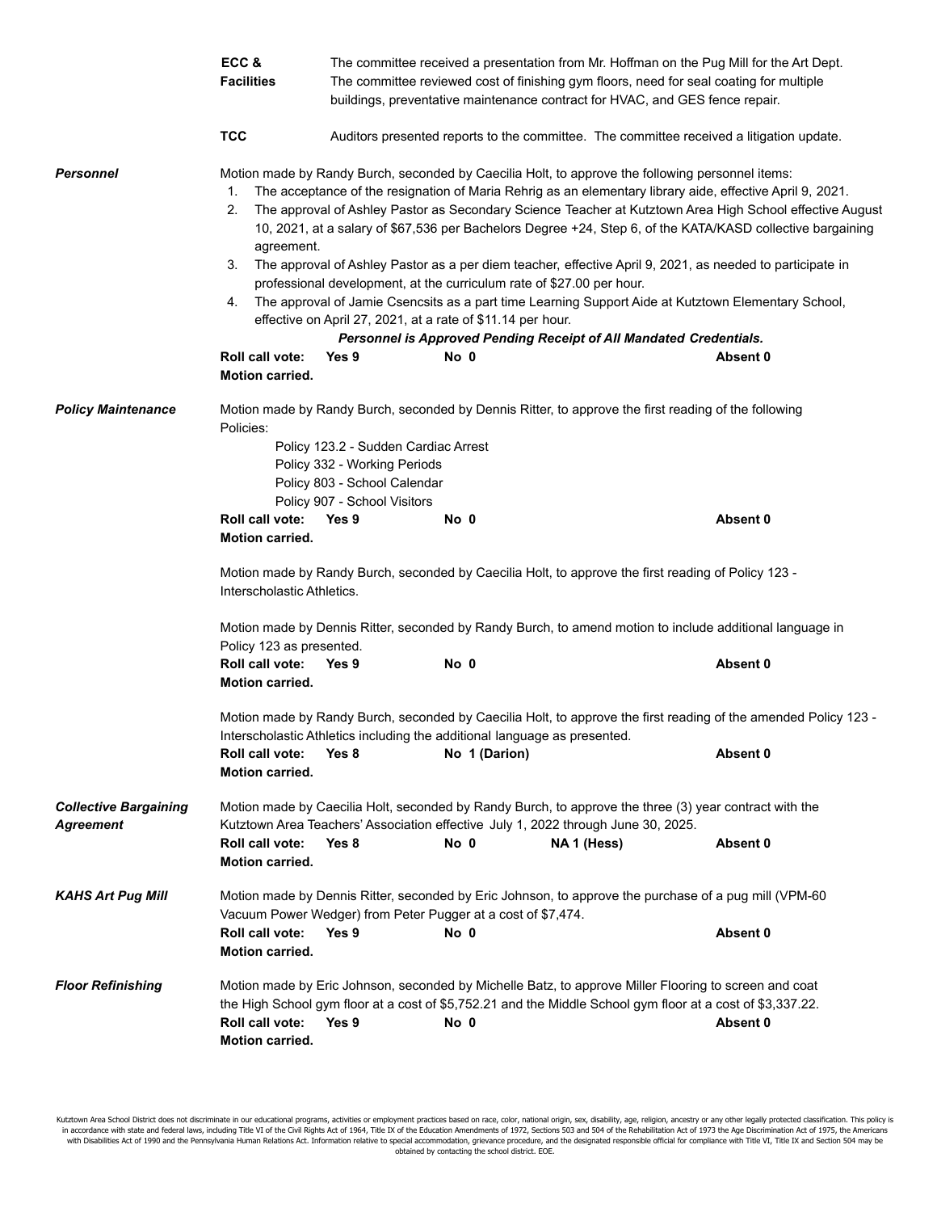**ECC & Facilities** — The committee received a presentation from Mr. Hoffman on the Pug Mill for the Art Dept. The committee reviewed cost of finishing gym floors, need for seal coating for multiple buildings, preventative maintenance contract for HVAC, and GES fence repair.

**TCC** — Auditors presented reports to the committee. The committee received a litigation update.

***Personnel***

Motion made by Randy Burch, seconded by Caecilia Holt, to approve the following personnel items:

1. The acceptance of the resignation of Maria Rehrig as an elementary library aide, effective April 9, 2021.
2. The approval of Ashley Pastor as Secondary Science Teacher at Kutztown Area High School effective August 10, 2021, at a salary of $67,536 per Bachelors Degree +24, Step 6, of the KATA/KASD collective bargaining agreement.
3. The approval of Ashley Pastor as a per diem teacher, effective April 9, 2021, as needed to participate in professional development, at the curriculum rate of $27.00 per hour.
4. The approval of Jamie Csencsits as a part time Learning Support Aide at Kutztown Elementary School, effective on April 27, 2021, at a rate of $11.14 per hour.

***Personnel is Approved Pending Receipt of All Mandated Credentials.***

**Roll call vote: Yes 9 No 0 Absent 0**
**Motion carried.**

***Policy Maintenance***

Motion made by Randy Burch, seconded by Dennis Ritter, to approve the first reading of the following Policies:

Policy 123.2 - Sudden Cardiac Arrest
Policy 332 - Working Periods
Policy 803 - School Calendar
Policy 907 - School Visitors

**Roll call vote: Yes 9 No 0 Absent 0**
**Motion carried.**

Motion made by Randy Burch, seconded by Caecilia Holt, to approve the first reading of Policy 123 - Interscholastic Athletics.

Motion made by Dennis Ritter, seconded by Randy Burch, to amend motion to include additional language in Policy 123 as presented.

**Roll call vote: Yes 9 No 0 Absent 0**
**Motion carried.**

Motion made by Randy Burch, seconded by Caecilia Holt, to approve the first reading of the amended Policy 123 - Interscholastic Athletics including the additional language as presented.

**Roll call vote: Yes 8 No 1 (Darion) Absent 0**
**Motion carried.**

***Collective Bargaining Agreement***

Motion made by Caecilia Holt, seconded by Randy Burch, to approve the three (3) year contract with the Kutztown Area Teachers' Association effective July 1, 2022 through June 30, 2025.

**Roll call vote: Yes 8 No 0 NA 1 (Hess) Absent 0**
**Motion carried.**

***KAHS Art Pug Mill***

Motion made by Dennis Ritter, seconded by Eric Johnson, to approve the purchase of a pug mill (VPM-60 Vacuum Power Wedger) from Peter Pugger at a cost of $7,474.

**Roll call vote: Yes 9 No 0 Absent 0**
**Motion carried.**

***Floor Refinishing***

Motion made by Eric Johnson, seconded by Michelle Batz, to approve Miller Flooring to screen and coat the High School gym floor at a cost of $5,752.21 and the Middle School gym floor at a cost of $3,337.22.

**Roll call vote: Yes 9 No 0 Absent 0**
**Motion carried.**

Kutztown Area School District does not discriminate in our educational programs, activities or employment practices based on race, color, national origin, sex, disability, age, religion, ancestry or any other legally protected classification. This policy is in accordance with state and federal laws, including Title VI of the Civil Rights Act of 1964, Title IX of the Education Amendments of 1972, Sections 503 and 504 of the Rehabilitation Act of 1973 the Age Discrimination Act of 1975, the Americans with Disabilities Act of 1990 and the Pennsylvania Human Relations Act. Information relative to special accommodation, grievance procedure, and the designated responsible official for compliance with Title VI, Title IX and Section 504 may be obtained by contacting the school district. EOE.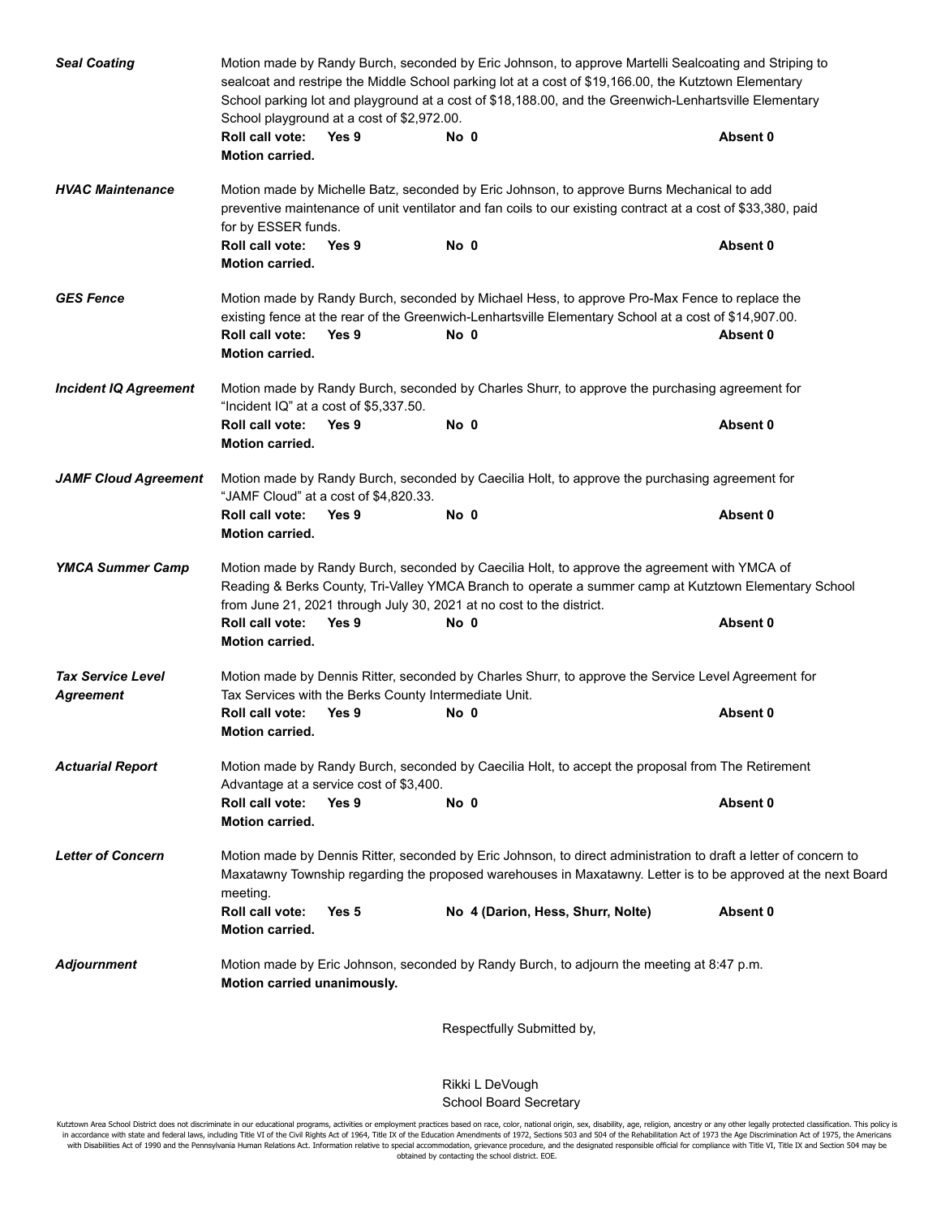***Seal Coating***

Motion made by Randy Burch, seconded by Eric Johnson, to approve Martelli Sealcoating and Striping to sealcoat and restripe the Middle School parking lot at a cost of $19,166.00, the Kutztown Elementary School parking lot and playground at a cost of $18,188.00, and the Greenwich-Lenhartsville Elementary School playground at a cost of $2,972.00.

**Roll call vote: Yes 9** **No 0** **Absent 0**
**Motion carried.**

***HVAC Maintenance***

Motion made by Michelle Batz, seconded by Eric Johnson, to approve Burns Mechanical to add preventive maintenance of unit ventilator and fan coils to our existing contract at a cost of $33,380, paid for by ESSER funds.

**Roll call vote: Yes 9** **No 0** **Absent 0**
**Motion carried.**

***GES Fence***

Motion made by Randy Burch, seconded by Michael Hess, to approve Pro-Max Fence to replace the existing fence at the rear of the Greenwich-Lenhartsville Elementary School at a cost of $14,907.00.

**Roll call vote: Yes 9** **No 0** **Absent 0**
**Motion carried.**

***Incident IQ Agreement***

Motion made by Randy Burch, seconded by Charles Shurr, to approve the purchasing agreement for "Incident IQ" at a cost of $5,337.50.

**Roll call vote: Yes 9** **No 0** **Absent 0**
**Motion carried.**

***JAMF Cloud Agreement***

Motion made by Randy Burch, seconded by Caecilia Holt, to approve the purchasing agreement for "JAMF Cloud" at a cost of $4,820.33.

**Roll call vote: Yes 9** **No 0** **Absent 0**
**Motion carried.**

***YMCA Summer Camp***

Motion made by Randy Burch, seconded by Caecilia Holt, to approve the agreement with YMCA of Reading & Berks County, Tri-Valley YMCA Branch to operate a summer camp at Kutztown Elementary School from June 21, 2021 through July 30, 2021 at no cost to the district.

**Roll call vote: Yes 9** **No 0** **Absent 0**
**Motion carried.**

***Tax Service Level Agreement***

Motion made by Dennis Ritter, seconded by Charles Shurr, to approve the Service Level Agreement for Tax Services with the Berks County Intermediate Unit.

**Roll call vote: Yes 9** **No 0** **Absent 0**
**Motion carried.**

***Actuarial Report***

Motion made by Randy Burch, seconded by Caecilia Holt, to accept the proposal from The Retirement Advantage at a service cost of $3,400.

**Roll call vote: Yes 9** **No 0** **Absent 0**
**Motion carried.**

***Letter of Concern***

Motion made by Dennis Ritter, seconded by Eric Johnson, to direct administration to draft a letter of concern to Maxatawny Township regarding the proposed warehouses in Maxatawny. Letter is to be approved at the next Board meeting.

**Roll call vote: Yes 5** **No 4 (Darion, Hess, Shurr, Nolte)** **Absent 0**
**Motion carried.**

***Adjournment***

Motion made by Eric Johnson, seconded by Randy Burch, to adjourn the meeting at 8:47 p.m.
**Motion carried unanimously.**

Respectfully Submitted by,

Rikki L DeVough
School Board Secretary

Kutztown Area School District does not discriminate in our educational programs, activities or employment practices based on race, color, national origin, sex, disability, age, religion, ancestry or any other legally protected classification. This policy is in accordance with state and federal laws, including Title VI of the Civil Rights Act of 1964, Title IX of the Education Amendments of 1972, Sections 503 and 504 of the Rehabilitation Act of 1973 the Age Discrimination Act of 1975, the Americans with Disabilities Act of 1990 and the Pennsylvania Human Relations Act. Information relative to special accommodation, grievance procedure, and the designated responsible official for compliance with Title VI, Title IX and Section 504 may be obtained by contacting the school district. EOE.